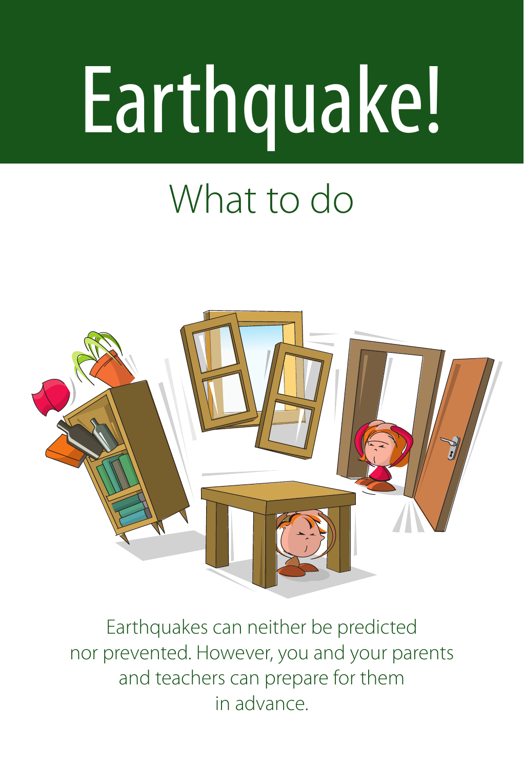# Earthquake!

## What to do

Earthquakes can neither be predicted nor prevented. However, you and your parents and teachers can prepare for them in advance.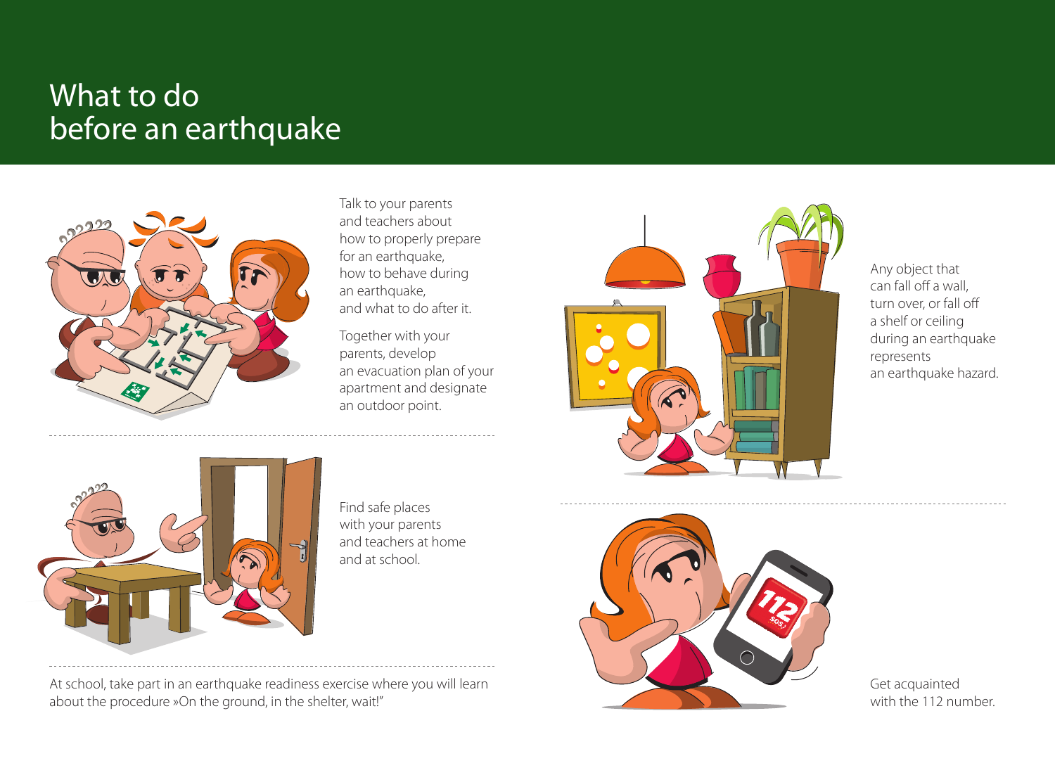# What to do before an earthquake

Talk to your parents and teachers about how to properly prepare for an earthquake, how to behave during an earthquake, and what to do after it.

Together with your parents, develop an evacuation plan of your apartment and designate an outdoor point.

Find safe places with your parents and teachers at home and at school.

At school, take part in an earthquake readiness exercise where you will learn about the procedure »On the ground, in the shelter, wait!"

Any object that can fall off a wall, turn over, or fall off a shelf or ceiling during an earthquake represents an earthquake hazard.

Get acquainted with the 112 number.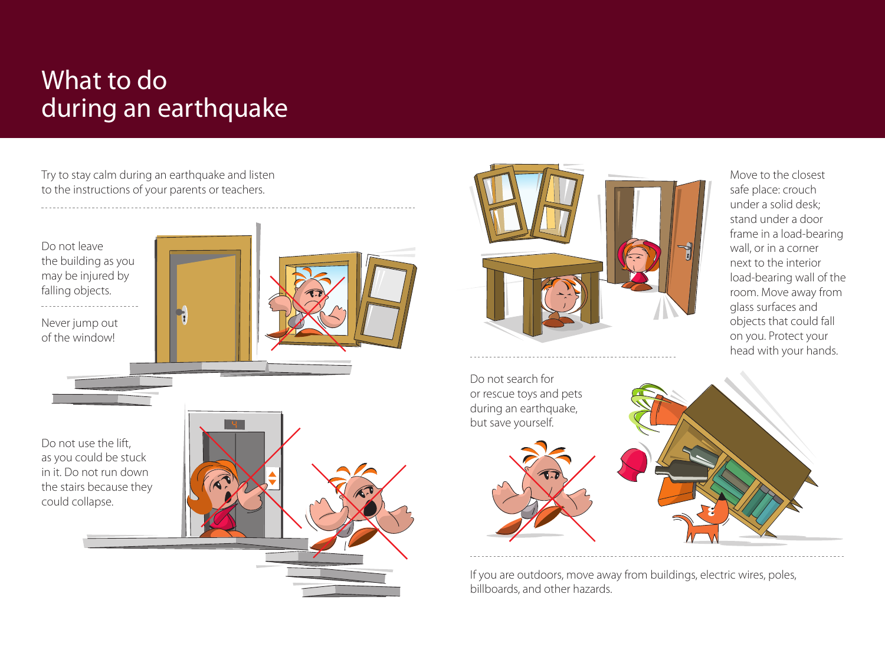# What to do during an earthquake

Try to stay calm during an earthquake and listen to the instructions of your parents or teachers.

Do not leave the building as you may be injured by falling objects.

Never jump out of the window!

Do not use the lift, as you could be stuck in it. Do not run down the stairs because they could collapse.

Move to the closest safe place: crouch under a solid desk; stand under a door frame in a load-bearing wall, or in a corner next to the interior load-bearing wall of the room. Move away from glass surfaces and objects that could fall on you. Protect your head with your hands.

Do not search for or rescue toys and pets during an earthquake, but save yourself.

If you are outdoors, move away from buildings, electric wires, poles, billboards, and other hazards.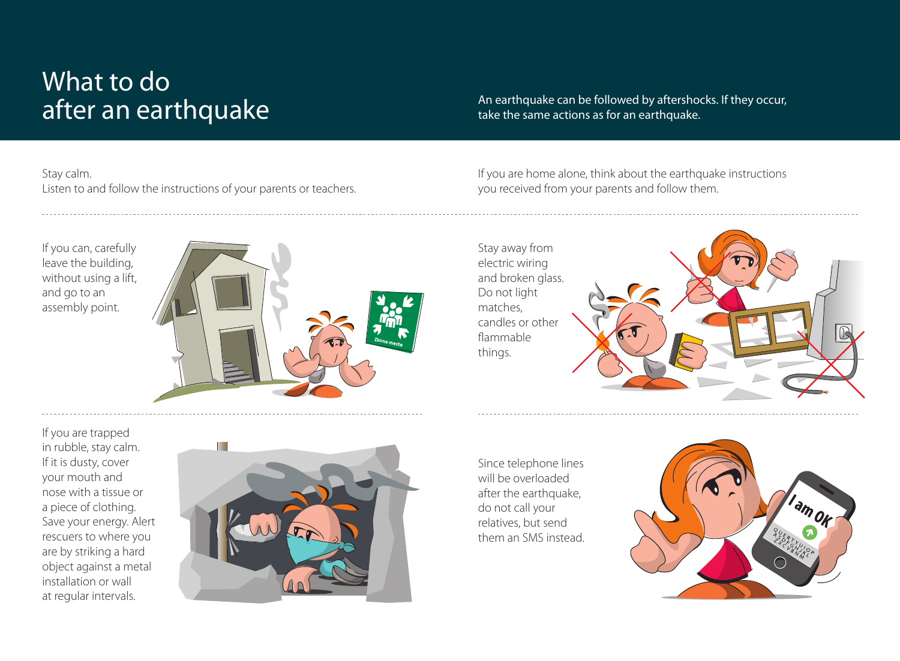# What to do after an earthquake

An earthquake can be followed by aftershocks. If they occur, take the same actions as for an earthquake.

Stay calm.
Listen to and follow the instructions of your parents or teachers.

If you are home alone, think about the earthquake instructions you received from your parents and follow them.

If you can, carefully leave the building, without using a lift, and go to an assembly point.

Stay away from electric wiring and broken glass. Do not light matches, candles or other flammable things.

If you are trapped in rubble, stay calm. If it is dusty, cover your mouth and nose with a tissue or a piece of clothing. Save your energy. Alert rescuers to where you are by striking a hard object against a metal installation or wall at regular intervals.

Since telephone lines will be overloaded after the earthquake, do not call your relatives, but send them an SMS instead.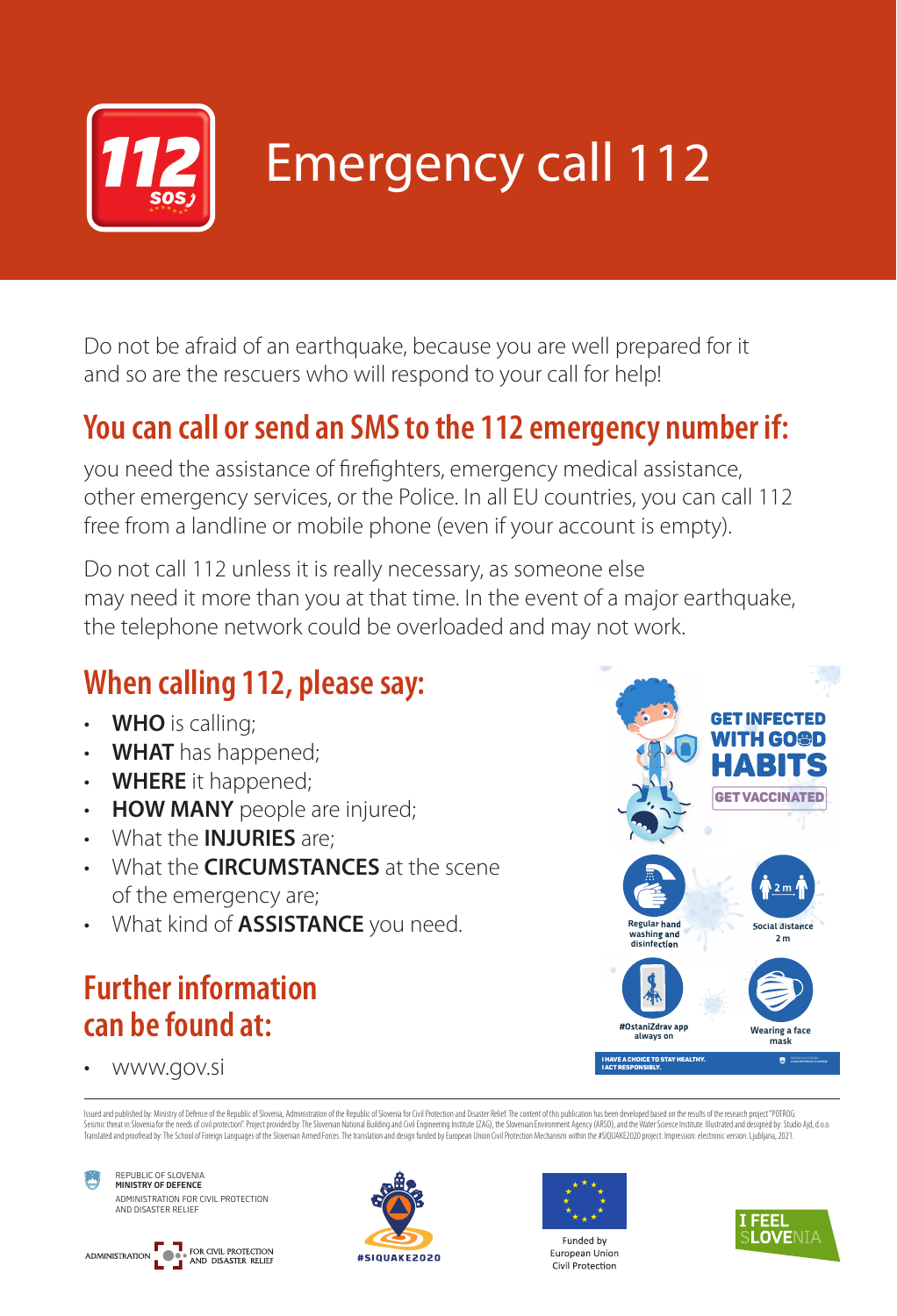# Emergency call 112

Do not be afraid of an earthquake, because you are well prepared for it and so are the rescuers who will respond to your call for help!

## You can call or send an SMS to the 112 emergency number if:

you need the assistance of firefighters, emergency medical assistance, other emergency services, or the Police. In all EU countries, you can call 112 free from a landline or mobile phone (even if your account is empty).

Do not call 112 unless it is really necessary, as someone else may need it more than you at that time. In the event of a major earthquake, the telephone network could be overloaded and may not work.

## When calling 112, please say:

- **WHO** is calling;
- **WHAT** has happened;
- **WHERE** it happened;
- **HOW MANY** people are injured;
- What the **INJURIES** are;
- What the **CIRCUMSTANCES** at the scene of the emergency are;
- What kind of **ASSISTANCE** you need.

GET INFECTED WITH GOOD HABITS

GET VACCINATED

Regular hand washing and disinfection

Social distance 2 m

#OstaniZdrav app always on

Wearing a face mask

I HAVE A CHOICE TO STAY HEALTHY. I ACT RESPONSIBLY.

## Further information can be found at:

- www.gov.si

Issued and published by: Ministry of Defence of the Republic of Slovenia, Administration of the Republic of Slovenia for Civil Protection and Disaster Relief. The content of this publication has been developed based on the results of the research project "POTROG: Seismic threat in Slovenia for the needs of civil protection". Project provided by: The Slovenian National Building and Civil Engineering Institute (ZAG), the Slovenian Environment Agency (ARSO), and the Water Science Institute. Illustrated and designed by: Studio Ajd, d.o.o. Translated and proofread by: The School of Foreign Languages of the Slovenian Armed Forces. The translation and design funded by European Union Civil Protection Mechanism within the #SIQUAKE2020 project. Impression: electronic version. Ljubljana, 2021.

REPUBLIC OF SLOVENIA
MINISTRY OF DEFENCE
ADMINISTRATION FOR CIVIL PROTECTION AND DISASTER RELIEF

ADMINISTRATION FOR CIVIL PROTECTION AND DISASTER RELIEF

#SIQUAKE2020

Funded by European Union Civil Protection

I FEEL SLOVENIA